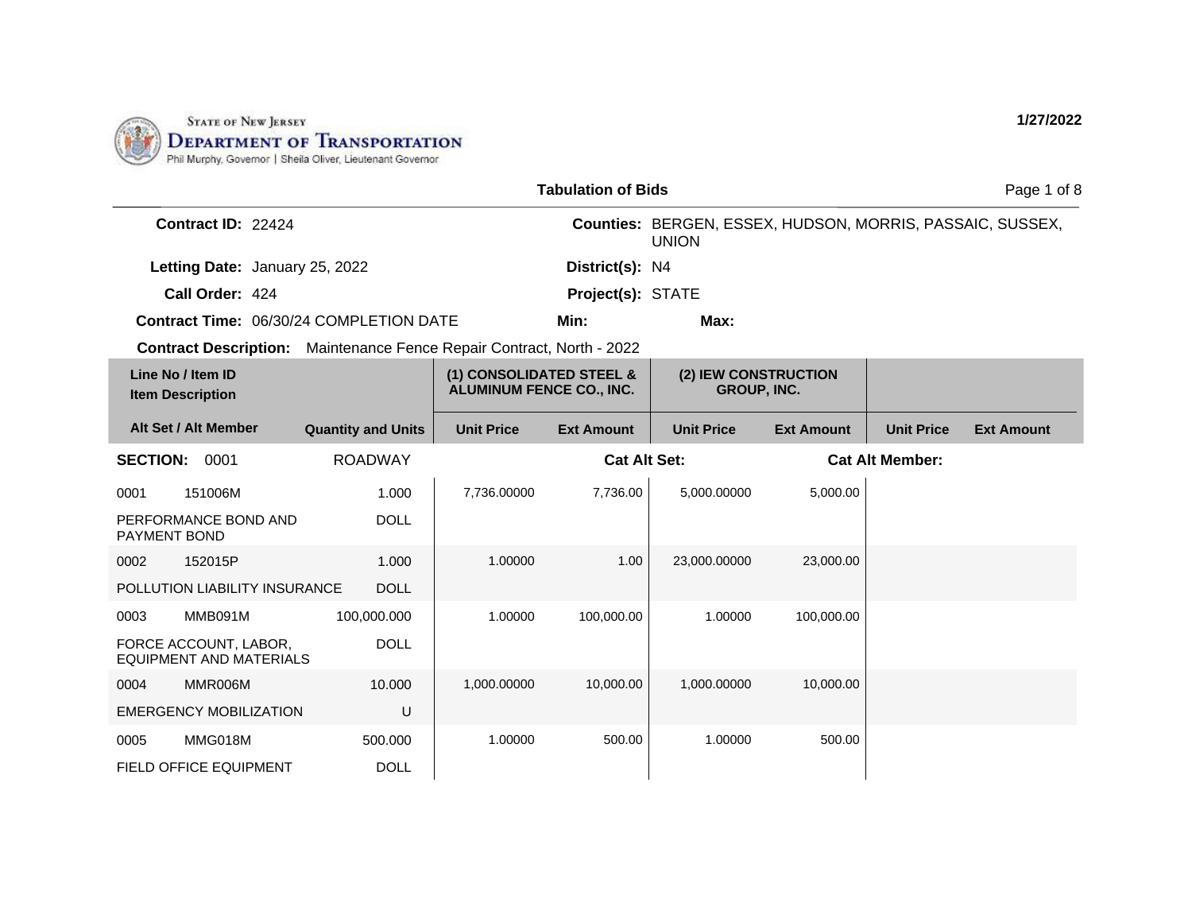STATE OF NEW JERSEY
DEPARTMENT OF TRANSPORTATION
Phil Murphy, Governor | Sheila Oliver, Lieutenant Governor

1/27/2022

## Tabulation of Bids

**Contract ID:** 22424

**Counties:** BERGEN, ESSEX, HUDSON, MORRIS, PASSAIC, SUSSEX, UNION

**Letting Date:** January 25, 2022

**District(s):** N4

**Call Order:** 424

**Project(s):** STATE

**Contract Time:** 06/30/24 COMPLETION DATE

**Min:**

**Max:**

**Contract Description:** Maintenance Fence Repair Contract, North - 2022

| Line No / Item ID / Item Description / Alt Set / Alt Member | Quantity and Units | (1) CONSOLIDATED STEEL & ALUMINUM FENCE CO., INC. Unit Price | (1) Ext Amount | (2) IEW CONSTRUCTION GROUP, INC. Unit Price | (2) Ext Amount | Unit Price | Ext Amount |
|---|---|---|---|---|---|---|---|
| **SECTION: 0001** | ROADWAY | | **Cat Alt Set:** | | **Cat Alt Member:** | | |
| 0001 151006M PERFORMANCE BOND AND PAYMENT BOND | 1.000 DOLL | 7,736.00000 | 7,736.00 | 5,000.00000 | 5,000.00 | | |
| 0002 152015P POLLUTION LIABILITY INSURANCE | 1.000 DOLL | 1.00000 | 1.00 | 23,000.00000 | 23,000.00 | | |
| 0003 MMB091M FORCE ACCOUNT, LABOR, EQUIPMENT AND MATERIALS | 100,000.000 DOLL | 1.00000 | 100,000.00 | 1.00000 | 100,000.00 | | |
| 0004 MMR006M EMERGENCY MOBILIZATION | 10.000 U | 1,000.00000 | 10,000.00 | 1,000.00000 | 10,000.00 | | |
| 0005 MMG018M FIELD OFFICE EQUIPMENT | 500.000 DOLL | 1.00000 | 500.00 | 1.00000 | 500.00 | | |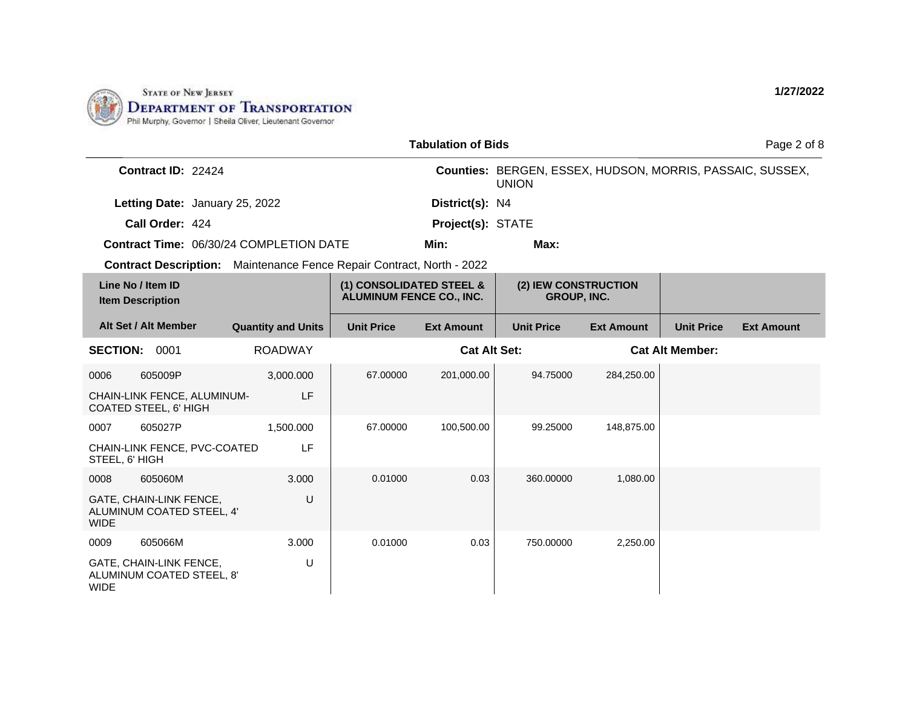STATE OF NEW JERSEY
**DEPARTMENT OF TRANSPORTATION**
Phil Murphy, Governor | Sheila Oliver, Lieutenant Governor

**1/27/2022**

## Tabulation of Bids

**Contract ID:** 22424

**Counties:** BERGEN, ESSEX, HUDSON, MORRIS, PASSAIC, SUSSEX, UNION

**Letting Date:** January 25, 2022

**District(s):** N4

**Call Order:** 424

**Project(s):** STATE

**Contract Time:** 06/30/24 COMPLETION DATE

**Min:**

**Max:**

**Contract Description:** Maintenance Fence Repair Contract, North - 2022

| Line No / Item ID / Item Description | | Quantity and Units | (1) CONSOLIDATED STEEL & ALUMINUM FENCE CO., INC. Unit Price | Ext Amount | (2) IEW CONSTRUCTION GROUP, INC. Unit Price | Ext Amount | Unit Price | Ext Amount |
|---|---|---|---|---|---|---|---|---|
| **SECTION: 0001** | | ROADWAY | | **Cat Alt Set:** | | **Cat Alt Member:** | | |
| 0006 | 605009P | 3,000.000 | 67.00000 | 201,000.00 | 94.75000 | 284,250.00 | | |
| CHAIN-LINK FENCE, ALUMINUM-COATED STEEL, 6' HIGH | | LF | | | | | | |
| 0007 | 605027P | 1,500.000 | 67.00000 | 100,500.00 | 99.25000 | 148,875.00 | | |
| CHAIN-LINK FENCE, PVC-COATED STEEL, 6' HIGH | | LF | | | | | | |
| 0008 | 605060M | 3.000 | 0.01000 | 0.03 | 360.00000 | 1,080.00 | | |
| GATE, CHAIN-LINK FENCE, ALUMINUM COATED STEEL, 4' WIDE | | U | | | | | | |
| 0009 | 605066M | 3.000 | 0.01000 | 0.03 | 750.00000 | 2,250.00 | | |
| GATE, CHAIN-LINK FENCE, ALUMINUM COATED STEEL, 8' WIDE | | U | | | | | | |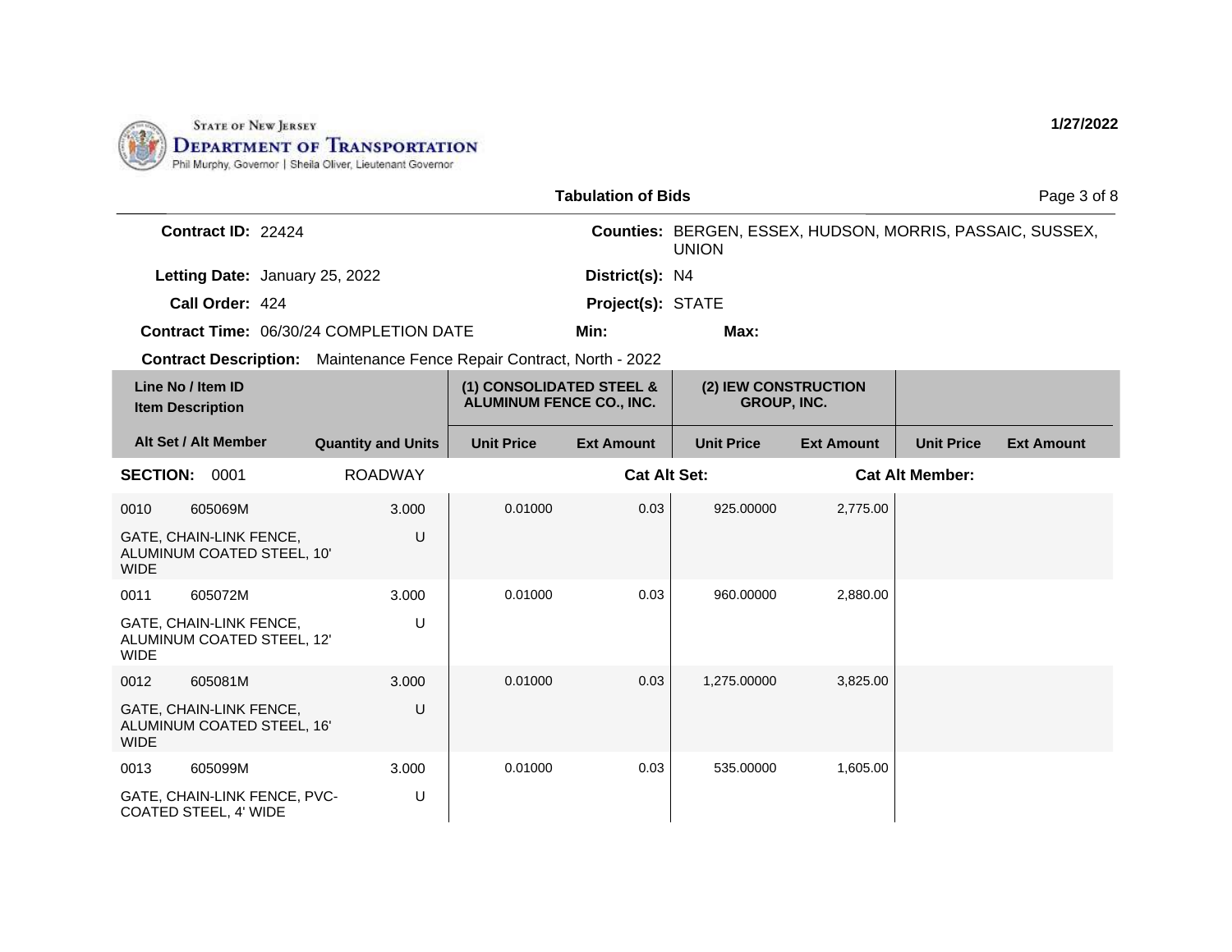STATE OF NEW JERSEY
**DEPARTMENT OF TRANSPORTATION**
Phil Murphy, Governor | Sheila Oliver, Lieutenant Governor

**1/27/2022**

**Tabulation of Bids**

**Contract ID:** 22424

**Counties:** BERGEN, ESSEX, HUDSON, MORRIS, PASSAIC, SUSSEX, UNION

**Letting Date:** January 25, 2022

**District(s):** N4

**Call Order:** 424

**Project(s):** STATE

**Contract Time:** 06/30/24 COMPLETION DATE

**Min:**

**Max:**

**Contract Description:** Maintenance Fence Repair Contract, North - 2022

| Line No / Item ID | Item Description / Alt Set / Alt Member | Quantity and Units | (1) CONSOLIDATED STEEL & ALUMINUM FENCE CO., INC. Unit Price | (1) Ext Amount | (2) IEW CONSTRUCTION GROUP, INC. Unit Price | (2) Ext Amount | Unit Price | Ext Amount |
|---|---|---|---|---|---|---|---|---|
| **SECTION: 0001** | ROADWAY | | **Cat Alt Set:** | | | **Cat Alt Member:** | | |
| 0010 605069M | GATE, CHAIN-LINK FENCE, ALUMINUM COATED STEEL, 10' WIDE | 3.000 U | 0.01000 | 0.03 | 925.00000 | 2,775.00 | | |
| 0011 605072M | GATE, CHAIN-LINK FENCE, ALUMINUM COATED STEEL, 12' WIDE | 3.000 U | 0.01000 | 0.03 | 960.00000 | 2,880.00 | | |
| 0012 605081M | GATE, CHAIN-LINK FENCE, ALUMINUM COATED STEEL, 16' WIDE | 3.000 U | 0.01000 | 0.03 | 1,275.00000 | 3,825.00 | | |
| 0013 605099M | GATE, CHAIN-LINK FENCE, PVC-COATED STEEL, 4' WIDE | 3.000 U | 0.01000 | 0.03 | 535.00000 | 1,605.00 | | |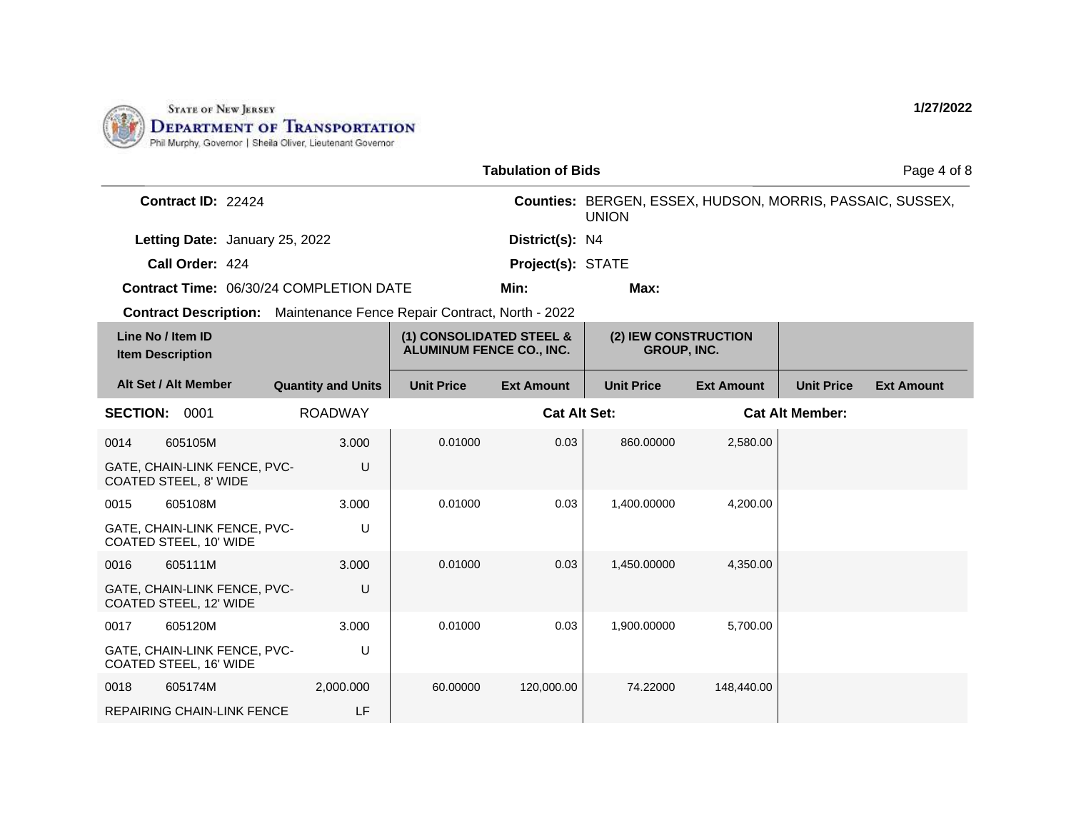STATE OF NEW JERSEY
DEPARTMENT OF TRANSPORTATION
Phil Murphy, Governor | Sheila Oliver, Lieutenant Governor

1/27/2022

## Tabulation of Bids

**Contract ID:** 22424

**Counties:** BERGEN, ESSEX, HUDSON, MORRIS, PASSAIC, SUSSEX, UNION

**Letting Date:** January 25, 2022

**District(s):** N4

**Call Order:** 424

**Project(s):** STATE

**Contract Time:** 06/30/24 COMPLETION DATE

**Min:**

**Max:**

**Contract Description:** Maintenance Fence Repair Contract, North - 2022

| Line No / Item ID / Item Description | | Quantity and Units | (1) CONSOLIDATED STEEL & ALUMINUM FENCE CO., INC. | | (2) IEW CONSTRUCTION GROUP, INC. | | | |
|---|---|---|---|---|---|---|---|---|
| Alt Set / Alt Member | | | Unit Price | Ext Amount | Unit Price | Ext Amount | Unit Price | Ext Amount |
| **SECTION: 0001** | | ROADWAY | | **Cat Alt Set:** | | **Cat Alt Member:** | | |
| 0014 | 605105M | 3.000 | 0.01000 | 0.03 | 860.00000 | 2,580.00 | | |
| GATE, CHAIN-LINK FENCE, PVC-COATED STEEL, 8' WIDE | | U | | | | | | |
| 0015 | 605108M | 3.000 | 0.01000 | 0.03 | 1,400.00000 | 4,200.00 | | |
| GATE, CHAIN-LINK FENCE, PVC-COATED STEEL, 10' WIDE | | U | | | | | | |
| 0016 | 605111M | 3.000 | 0.01000 | 0.03 | 1,450.00000 | 4,350.00 | | |
| GATE, CHAIN-LINK FENCE, PVC-COATED STEEL, 12' WIDE | | U | | | | | | |
| 0017 | 605120M | 3.000 | 0.01000 | 0.03 | 1,900.00000 | 5,700.00 | | |
| GATE, CHAIN-LINK FENCE, PVC-COATED STEEL, 16' WIDE | | U | | | | | | |
| 0018 | 605174M | 2,000.000 | 60.00000 | 120,000.00 | 74.22000 | 148,440.00 | | |
| REPAIRING CHAIN-LINK FENCE | | LF | | | | | | |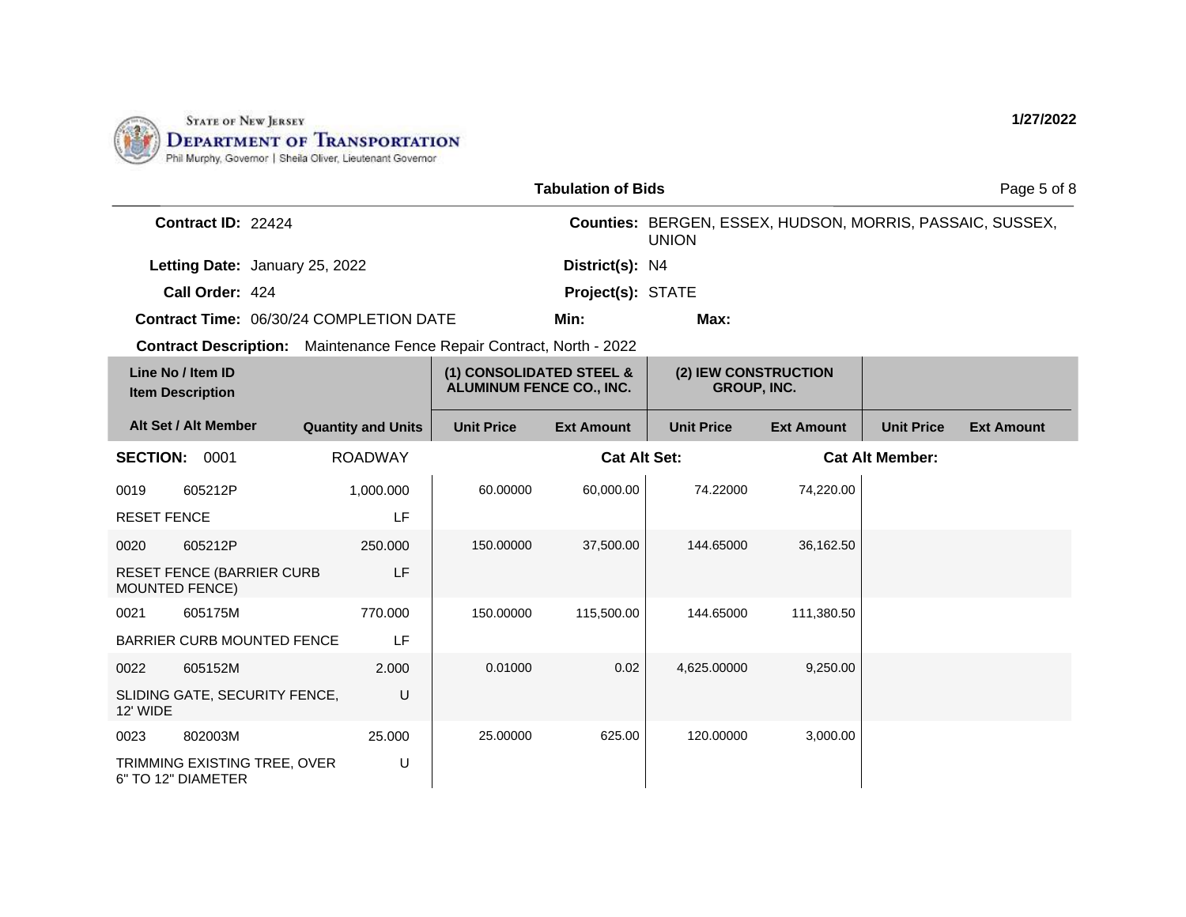State of New Jersey
Department of Transportation
Phil Murphy, Governor | Sheila Oliver, Lieutenant Governor

1/27/2022

**Tabulation of Bids**

**Contract ID:** 22424

**Counties:** BERGEN, ESSEX, HUDSON, MORRIS, PASSAIC, SUSSEX, UNION

**Letting Date:** January 25, 2022

**District(s):** N4

**Call Order:** 424

**Project(s):** STATE

**Contract Time:** 06/30/24 COMPLETION DATE

**Min:**

**Max:**

**Contract Description:** Maintenance Fence Repair Contract, North - 2022

| Line No / Item ID / Item Description | Alt Set / Alt Member | Quantity and Units | (1) CONSOLIDATED STEEL & ALUMINUM FENCE CO., INC. Unit Price | (1) Ext Amount | (2) IEW CONSTRUCTION GROUP, INC. Unit Price | (2) Ext Amount | Unit Price | Ext Amount |
|---|---|---|---|---|---|---|---|---|
| **SECTION: 0001** | | ROADWAY | | **Cat Alt Set:** | | **Cat Alt Member:** | | |
| 0019 605212P RESET FENCE | | 1,000.000 LF | 60.00000 | 60,000.00 | 74.22000 | 74,220.00 | | |
| 0020 605212P RESET FENCE (BARRIER CURB MOUNTED FENCE) | | 250.000 LF | 150.00000 | 37,500.00 | 144.65000 | 36,162.50 | | |
| 0021 605175M BARRIER CURB MOUNTED FENCE | | 770.000 LF | 150.00000 | 115,500.00 | 144.65000 | 111,380.50 | | |
| 0022 605152M SLIDING GATE, SECURITY FENCE, 12' WIDE | | 2.000 U | 0.01000 | 0.02 | 4,625.00000 | 9,250.00 | | |
| 0023 802003M TRIMMING EXISTING TREE, OVER 6" TO 12" DIAMETER | | 25.000 U | 25.00000 | 625.00 | 120.00000 | 3,000.00 | | |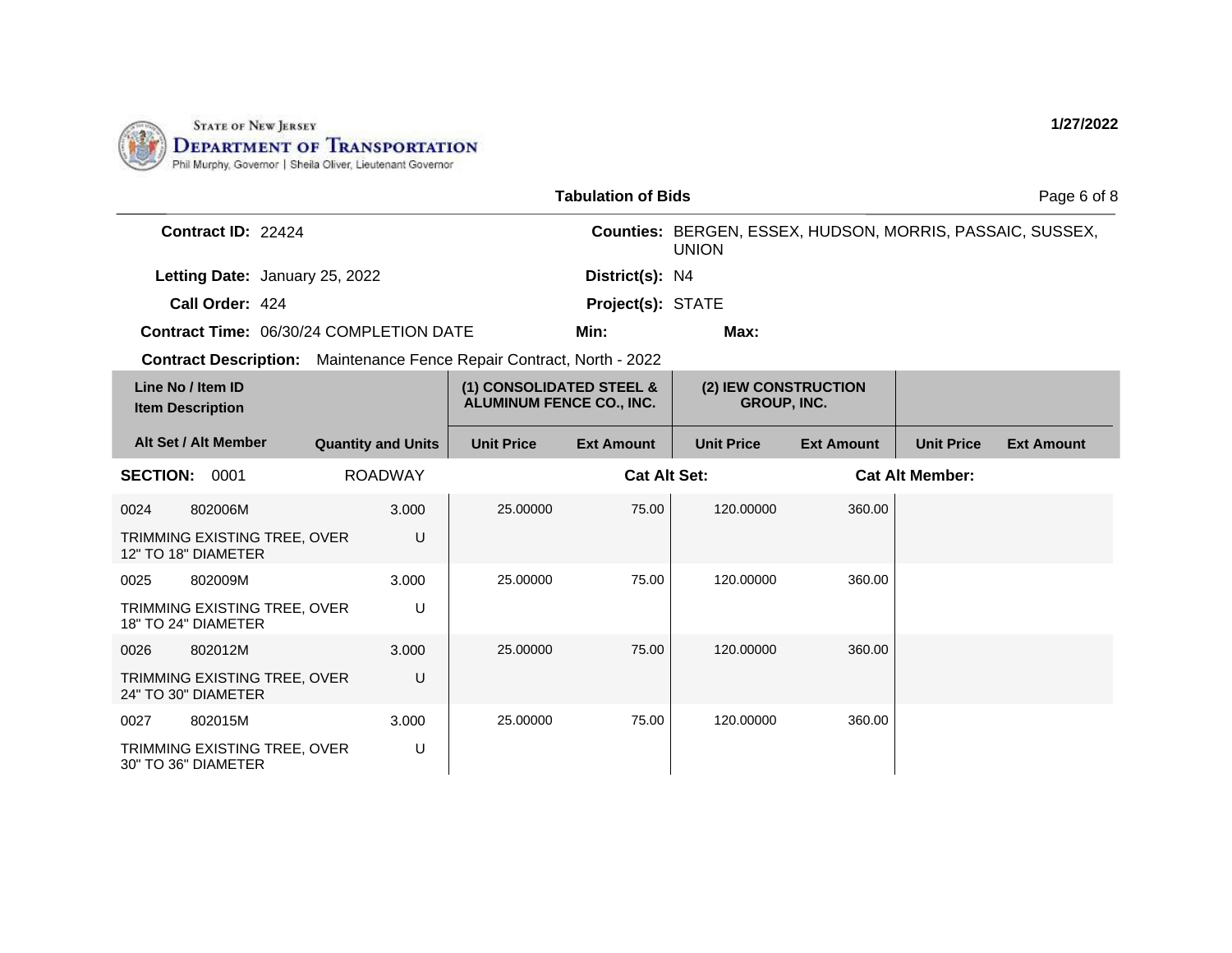STATE OF NEW JERSEY
**DEPARTMENT OF TRANSPORTATION**
Phil Murphy, Governor | Sheila Oliver, Lieutenant Governor

**1/27/2022**

**Tabulation of Bids**

**Contract ID:** 22424

**Counties:** BERGEN, ESSEX, HUDSON, MORRIS, PASSAIC, SUSSEX, UNION

**Letting Date:** January 25, 2022

**District(s):** N4

**Call Order:** 424

**Project(s):** STATE

**Contract Time:** 06/30/24 COMPLETION DATE

**Min:**

**Max:**

**Contract Description:** Maintenance Fence Repair Contract, North - 2022

| Line No / Item ID<br>Item Description | | | (1) CONSOLIDATED STEEL & ALUMINUM FENCE CO., INC. | | (2) IEW CONSTRUCTION GROUP, INC. | | | |
|---|---|---|---|---|---|---|---|---|
| **Alt Set / Alt Member** | | **Quantity and Units** | **Unit Price** | **Ext Amount** | **Unit Price** | **Ext Amount** | **Unit Price** | **Ext Amount** |
| **SECTION:** 0001 | | ROADWAY | | **Cat Alt Set:** | | | **Cat Alt Member:** | |
| 0024 | 802006M | 3.000 | 25.00000 | 75.00 | 120.00000 | 360.00 | | |
| TRIMMING EXISTING TREE, OVER 12" TO 18" DIAMETER | | U | | | | | | |
| 0025 | 802009M | 3.000 | 25.00000 | 75.00 | 120.00000 | 360.00 | | |
| TRIMMING EXISTING TREE, OVER 18" TO 24" DIAMETER | | U | | | | | | |
| 0026 | 802012M | 3.000 | 25.00000 | 75.00 | 120.00000 | 360.00 | | |
| TRIMMING EXISTING TREE, OVER 24" TO 30" DIAMETER | | U | | | | | | |
| 0027 | 802015M | 3.000 | 25.00000 | 75.00 | 120.00000 | 360.00 | | |
| TRIMMING EXISTING TREE, OVER 30" TO 36" DIAMETER | | U | | | | | | |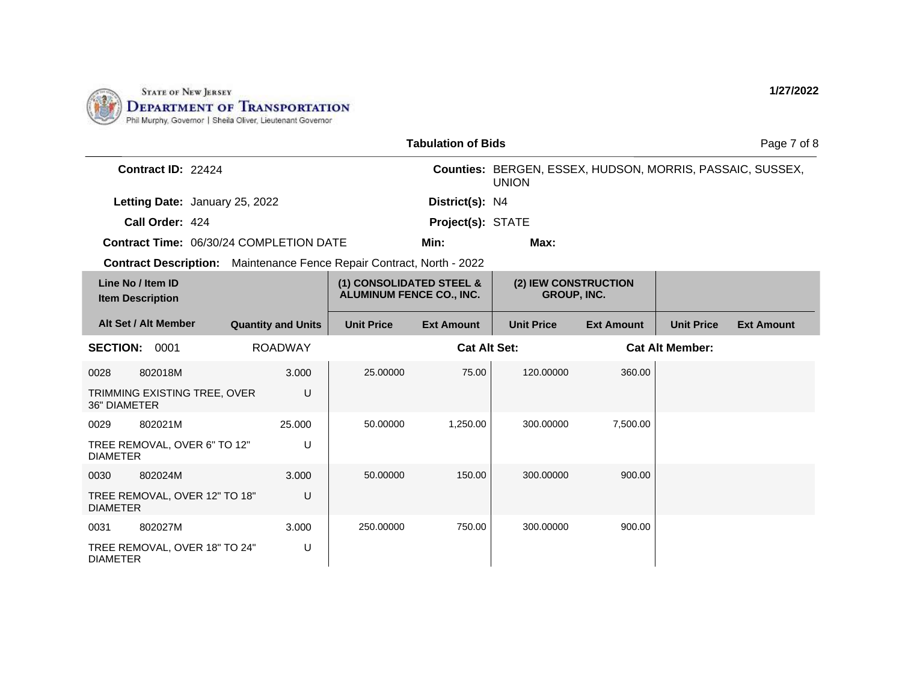STATE OF NEW JERSEY
DEPARTMENT OF TRANSPORTATION
Phil Murphy, Governor | Sheila Oliver, Lieutenant Governor

**1/27/2022**

## Tabulation of Bids

**Contract ID:** 22424
**Counties:** BERGEN, ESSEX, HUDSON, MORRIS, PASSAIC, SUSSEX, UNION
**Letting Date:** January 25, 2022
**District(s):** N4
**Call Order:** 424
**Project(s):** STATE
**Contract Time:** 06/30/24 COMPLETION DATE
**Min:**
**Max:**
**Contract Description:** Maintenance Fence Repair Contract, North - 2022

| Line No / Item ID / Item Description | | Alt Set / Alt Member | Quantity and Units | (1) CONSOLIDATED STEEL & ALUMINUM FENCE CO., INC. | | (2) IEW CONSTRUCTION GROUP, INC. | | | |
|---|---|---|---|---|---|---|---|---|---|
| | | | | Unit Price | Ext Amount | Unit Price | Ext Amount | Unit Price | Ext Amount |
| **SECTION:** 0001 | | ROADWAY | | | Cat Alt Set: | | Cat Alt Member: | | |
| 0028 | 802018M | | 3.000 | 25.00000 | 75.00 | 120.00000 | 360.00 | | |
| TRIMMING EXISTING TREE, OVER 36" DIAMETER | | | U | | | | | | |
| 0029 | 802021M | | 25.000 | 50.00000 | 1,250.00 | 300.00000 | 7,500.00 | | |
| TREE REMOVAL, OVER 6" TO 12" DIAMETER | | | U | | | | | | |
| 0030 | 802024M | | 3.000 | 50.00000 | 150.00 | 300.00000 | 900.00 | | |
| TREE REMOVAL, OVER 12" TO 18" DIAMETER | | | U | | | | | | |
| 0031 | 802027M | | 3.000 | 250.00000 | 750.00 | 300.00000 | 900.00 | | |
| TREE REMOVAL, OVER 18" TO 24" DIAMETER | | | U | | | | | | |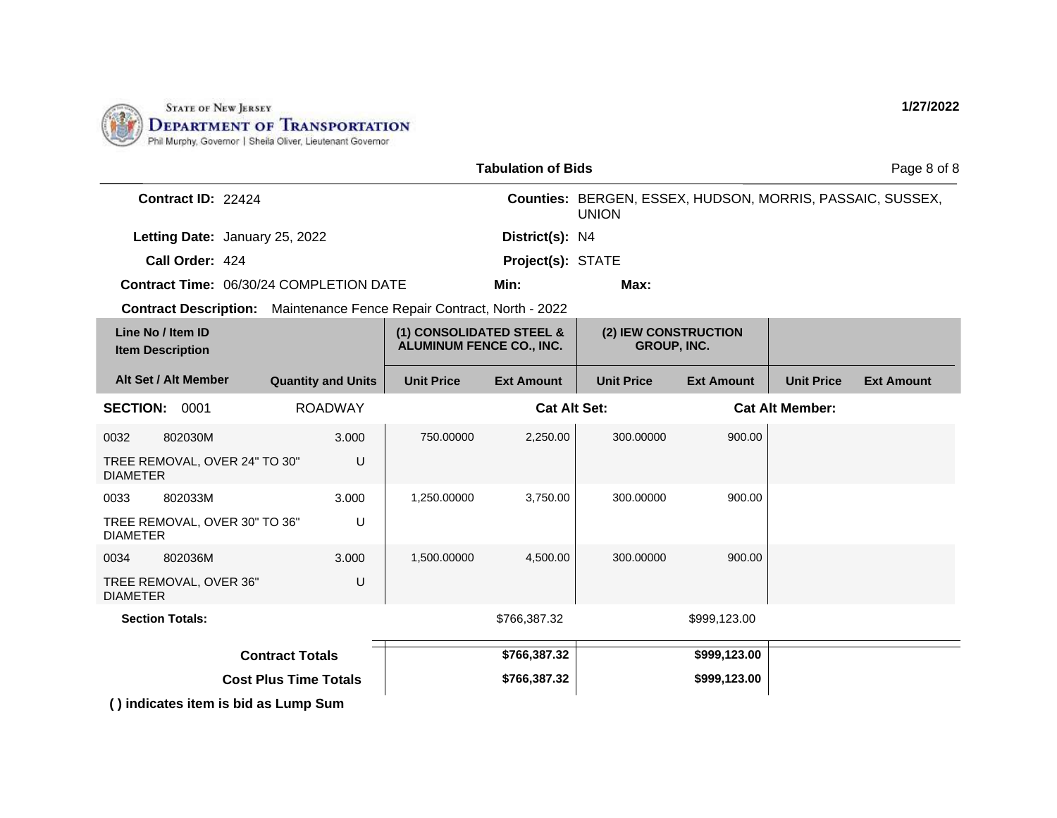STATE OF NEW JERSEY
DEPARTMENT OF TRANSPORTATION
Phil Murphy, Governor | Sheila Oliver, Lieutenant Governor

1/27/2022

## Tabulation of Bids

**Contract ID:** 22424
**Counties:** BERGEN, ESSEX, HUDSON, MORRIS, PASSAIC, SUSSEX, UNION
**Letting Date:** January 25, 2022
**District(s):** N4
**Call Order:** 424
**Project(s):** STATE
**Contract Time:** 06/30/24 COMPLETION DATE
**Min:**
**Max:**
**Contract Description:** Maintenance Fence Repair Contract, North - 2022

| Line No / Item ID / Item Description | Alt Set / Alt Member | Quantity and Units | (1) CONSOLIDATED STEEL & ALUMINUM FENCE CO., INC. Unit Price | (1) Ext Amount | (2) IEW CONSTRUCTION GROUP, INC. Unit Price | (2) Ext Amount | Unit Price | Ext Amount |
|---|---|---|---|---|---|---|---|---|
| **SECTION: 0001** | | ROADWAY | | **Cat Alt Set:** | | **Cat Alt Member:** | | |
| 0032 802030M TREE REMOVAL, OVER 24" TO 30" DIAMETER | | 3.000 U | 750.00000 | 2,250.00 | 300.00000 | 900.00 | | |
| 0033 802033M TREE REMOVAL, OVER 30" TO 36" DIAMETER | | 3.000 U | 1,250.00000 | 3,750.00 | 300.00000 | 900.00 | | |
| 0034 802036M TREE REMOVAL, OVER 36" DIAMETER | | 3.000 U | 1,500.00000 | 4,500.00 | 300.00000 | 900.00 | | |
| **Section Totals:** | | | | $766,387.32 | | $999,123.00 | | |
| **Contract Totals** | | | | **$766,387.32** | | **$999,123.00** | | |
| **Cost Plus Time Totals** | | | | **$766,387.32** | | **$999,123.00** | | |

**( ) indicates item is bid as Lump Sum**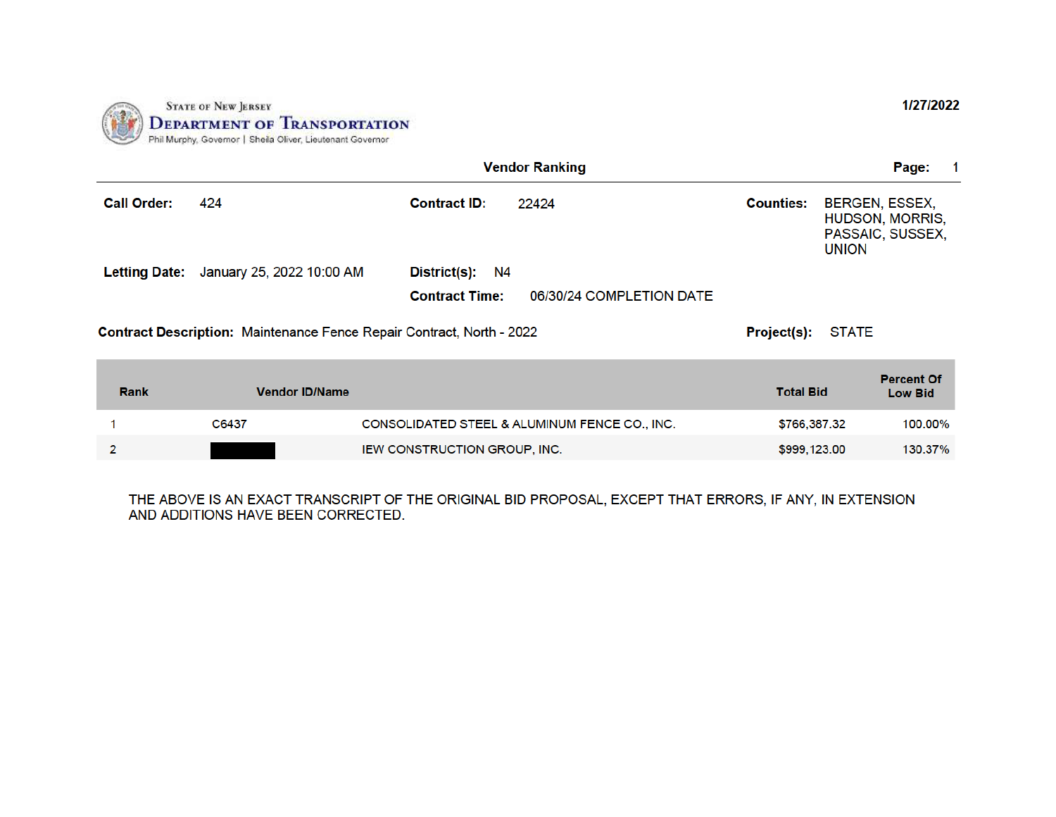State of New Jersey
**Department of Transportation**
Phil Murphy, Governor | Sheila Oliver, Lieutenant Governor

**1/27/2022**

## Vendor Ranking

**Page:** 1

**Call Order:** 424

**Contract ID:** 22424

**Counties:** BERGEN, ESSEX, HUDSON, MORRIS, PASSAIC, SUSSEX, UNION

**Letting Date:** January 25, 2022 10:00 AM

**District(s):** N4

**Contract Time:** 06/30/24 COMPLETION DATE

**Contract Description:** Maintenance Fence Repair Contract, North - 2022

**Project(s):** STATE

| Rank | Vendor ID/Name | | Total Bid | Percent Of Low Bid |
|---|---|---|---|---|
| 1 | C6437 | CONSOLIDATED STEEL & ALUMINUM FENCE CO., INC. | $766,387.32 | 100.00% |
| 2 | | IEW CONSTRUCTION GROUP, INC. | $999,123.00 | 130.37% |

THE ABOVE IS AN EXACT TRANSCRIPT OF THE ORIGINAL BID PROPOSAL, EXCEPT THAT ERRORS, IF ANY, IN EXTENSION AND ADDITIONS HAVE BEEN CORRECTED.